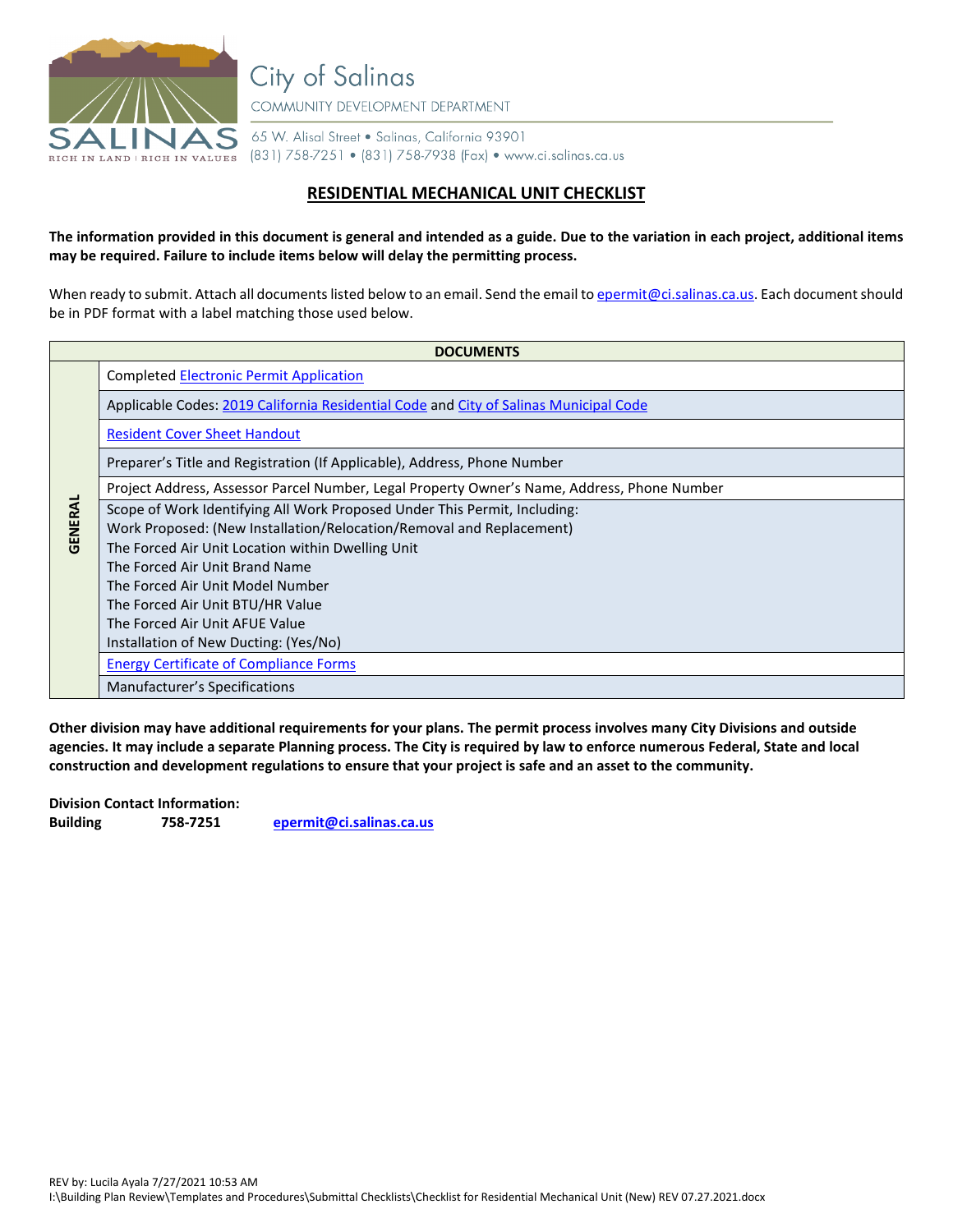City of Salinas

COMMUNITY DEVELOPMENT DEPARTMENT

65 W. Alisal Street • Salinas, California 93901
(831) 758-7251 • (831) 758-7938 (Fax) • www.ci.salinas.ca.us

## RESIDENTIAL MECHANICAL UNIT CHECKLIST

**The information provided in this document is general and intended as a guide. Due to the variation in each project, additional items may be required. Failure to include items below will delay the permitting process.**

When ready to submit. Attach all documents listed below to an email. Send the email to epermit@ci.salinas.ca.us. Each document should be in PDF format with a label matching those used below.

| | DOCUMENTS |
|---|---|
| GENERAL | Completed Electronic Permit Application |
| | Applicable Codes: 2019 California Residential Code and City of Salinas Municipal Code |
| | Resident Cover Sheet Handout |
| | Preparer's Title and Registration (If Applicable), Address, Phone Number |
| | Project Address, Assessor Parcel Number, Legal Property Owner's Name, Address, Phone Number |
| | Scope of Work Identifying All Work Proposed Under This Permit, Including:<br>Work Proposed: (New Installation/Relocation/Removal and Replacement)<br>The Forced Air Unit Location within Dwelling Unit<br>The Forced Air Unit Brand Name<br>The Forced Air Unit Model Number<br>The Forced Air Unit BTU/HR Value<br>The Forced Air Unit AFUE Value<br>Installation of New Ducting: (Yes/No) |
| | Energy Certificate of Compliance Forms |
| | Manufacturer's Specifications |

**Other division may have additional requirements for your plans. The permit process involves many City Divisions and outside agencies. It may include a separate Planning process. The City is required by law to enforce numerous Federal, State and local construction and development regulations to ensure that your project is safe and an asset to the community.**

**Division Contact Information:**
**Building 758-7251 epermit@ci.salinas.ca.us**

REV by: Lucila Ayala 7/27/2021 10:53 AM
I:\Building Plan Review\Templates and Procedures\Submittal Checklists\Checklist for Residential Mechanical Unit (New) REV 07.27.2021.docx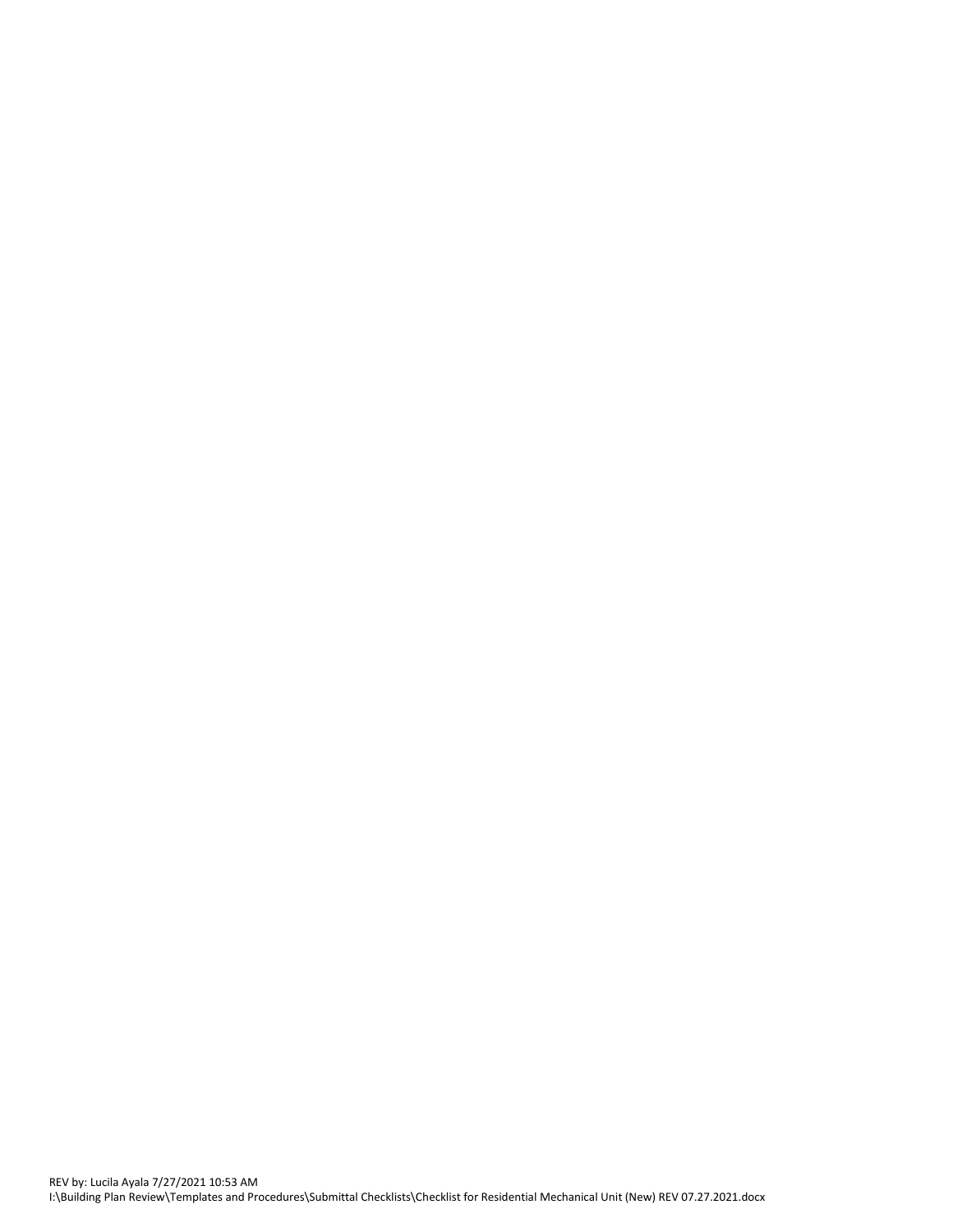REV by: Lucila Ayala 7/27/2021 10:53 AM
I:\Building Plan Review\Templates and Procedures\Submittal Checklists\Checklist for Residential Mechanical Unit (New) REV 07.27.2021.docx